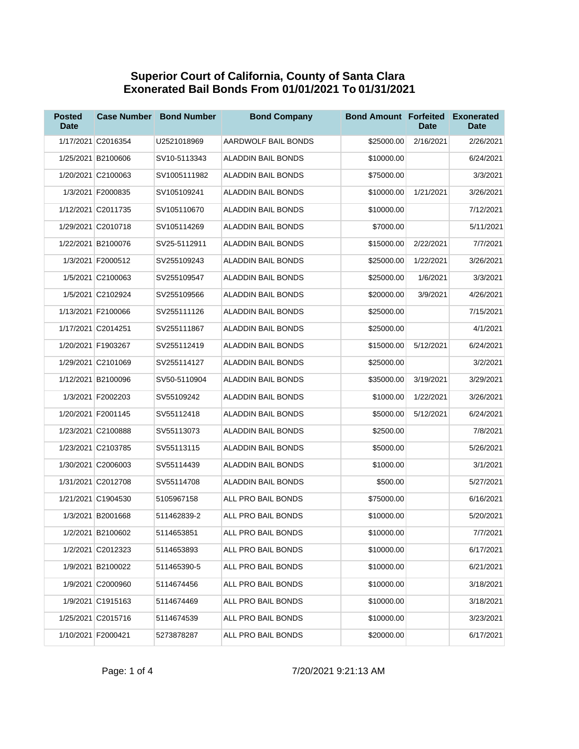# Superior Court of California, County of Santa Clara
## Exonerated Bail Bonds From 01/01/2021 To 01/31/2021

| Posted Date | Case Number | Bond Number | Bond Company | Bond Amount | Forfeited Date | Exonerated Date |
|---|---|---|---|---|---|---|
| 1/17/2021 | C2016354 | U2521018969 | AARDWOLF BAIL BONDS | $25000.00 | 2/16/2021 | 2/26/2021 |
| 1/25/2021 | B2100606 | SV10-5113343 | ALADDIN BAIL BONDS | $10000.00 | | 6/24/2021 |
| 1/20/2021 | C2100063 | SV1005111982 | ALADDIN BAIL BONDS | $75000.00 | | 3/3/2021 |
| 1/3/2021 | F2000835 | SV105109241 | ALADDIN BAIL BONDS | $10000.00 | 1/21/2021 | 3/26/2021 |
| 1/12/2021 | C2011735 | SV105110670 | ALADDIN BAIL BONDS | $10000.00 | | 7/12/2021 |
| 1/29/2021 | C2010718 | SV105114269 | ALADDIN BAIL BONDS | $7000.00 | | 5/11/2021 |
| 1/22/2021 | B2100076 | SV25-5112911 | ALADDIN BAIL BONDS | $15000.00 | 2/22/2021 | 7/7/2021 |
| 1/3/2021 | F2000512 | SV255109243 | ALADDIN BAIL BONDS | $25000.00 | 1/22/2021 | 3/26/2021 |
| 1/5/2021 | C2100063 | SV255109547 | ALADDIN BAIL BONDS | $25000.00 | 1/6/2021 | 3/3/2021 |
| 1/5/2021 | C2102924 | SV255109566 | ALADDIN BAIL BONDS | $20000.00 | 3/9/2021 | 4/26/2021 |
| 1/13/2021 | F2100066 | SV255111126 | ALADDIN BAIL BONDS | $25000.00 | | 7/15/2021 |
| 1/17/2021 | C2014251 | SV255111867 | ALADDIN BAIL BONDS | $25000.00 | | 4/1/2021 |
| 1/20/2021 | F1903267 | SV255112419 | ALADDIN BAIL BONDS | $15000.00 | 5/12/2021 | 6/24/2021 |
| 1/29/2021 | C2101069 | SV255114127 | ALADDIN BAIL BONDS | $25000.00 | | 3/2/2021 |
| 1/12/2021 | B2100096 | SV50-5110904 | ALADDIN BAIL BONDS | $35000.00 | 3/19/2021 | 3/29/2021 |
| 1/3/2021 | F2002203 | SV55109242 | ALADDIN BAIL BONDS | $1000.00 | 1/22/2021 | 3/26/2021 |
| 1/20/2021 | F2001145 | SV55112418 | ALADDIN BAIL BONDS | $5000.00 | 5/12/2021 | 6/24/2021 |
| 1/23/2021 | C2100888 | SV55113073 | ALADDIN BAIL BONDS | $2500.00 | | 7/8/2021 |
| 1/23/2021 | C2103785 | SV55113115 | ALADDIN BAIL BONDS | $5000.00 | | 5/26/2021 |
| 1/30/2021 | C2006003 | SV55114439 | ALADDIN BAIL BONDS | $1000.00 | | 3/1/2021 |
| 1/31/2021 | C2012708 | SV55114708 | ALADDIN BAIL BONDS | $500.00 | | 5/27/2021 |
| 1/21/2021 | C1904530 | 5105967158 | ALL PRO BAIL BONDS | $75000.00 | | 6/16/2021 |
| 1/3/2021 | B2001668 | 511462839-2 | ALL PRO BAIL BONDS | $10000.00 | | 5/20/2021 |
| 1/2/2021 | B2100602 | 5114653851 | ALL PRO BAIL BONDS | $10000.00 | | 7/7/2021 |
| 1/2/2021 | C2012323 | 5114653893 | ALL PRO BAIL BONDS | $10000.00 | | 6/17/2021 |
| 1/9/2021 | B2100022 | 511465390-5 | ALL PRO BAIL BONDS | $10000.00 | | 6/21/2021 |
| 1/9/2021 | C2000960 | 5114674456 | ALL PRO BAIL BONDS | $10000.00 | | 3/18/2021 |
| 1/9/2021 | C1915163 | 5114674469 | ALL PRO BAIL BONDS | $10000.00 | | 3/18/2021 |
| 1/25/2021 | C2015716 | 5114674539 | ALL PRO BAIL BONDS | $10000.00 | | 3/23/2021 |
| 1/10/2021 | F2000421 | 5273878287 | ALL PRO BAIL BONDS | $20000.00 | | 6/17/2021 |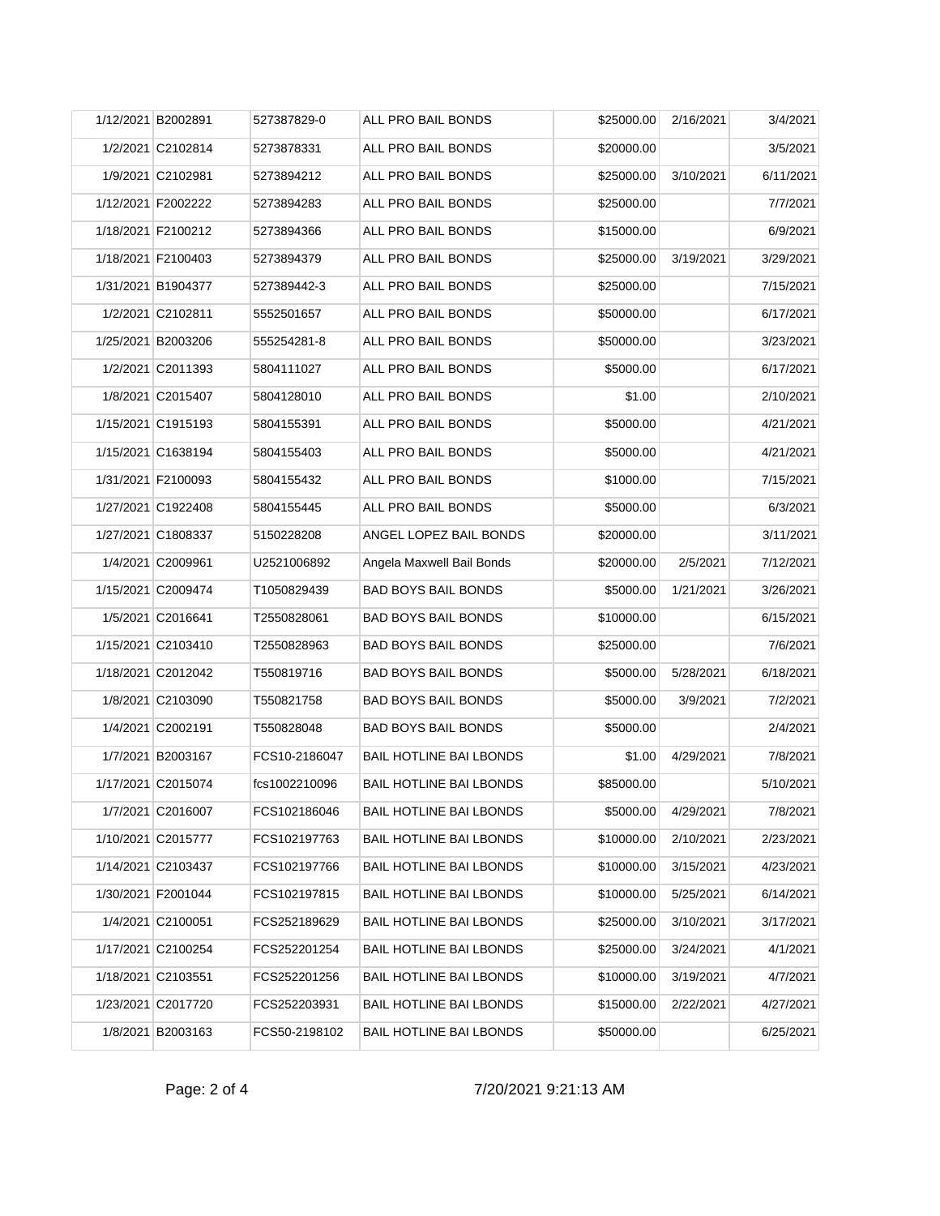| | | | | | | |
|---|---|---|---|---|---|---|
| 1/12/2021 | B2002891 | 527387829-0 | ALL PRO BAIL BONDS | $25000.00 | 2/16/2021 | 3/4/2021 |
| 1/2/2021 | C2102814 | 5273878331 | ALL PRO BAIL BONDS | $20000.00 | | 3/5/2021 |
| 1/9/2021 | C2102981 | 5273894212 | ALL PRO BAIL BONDS | $25000.00 | 3/10/2021 | 6/11/2021 |
| 1/12/2021 | F2002222 | 5273894283 | ALL PRO BAIL BONDS | $25000.00 | | 7/7/2021 |
| 1/18/2021 | F2100212 | 5273894366 | ALL PRO BAIL BONDS | $15000.00 | | 6/9/2021 |
| 1/18/2021 | F2100403 | 5273894379 | ALL PRO BAIL BONDS | $25000.00 | 3/19/2021 | 3/29/2021 |
| 1/31/2021 | B1904377 | 527389442-3 | ALL PRO BAIL BONDS | $25000.00 | | 7/15/2021 |
| 1/2/2021 | C2102811 | 5552501657 | ALL PRO BAIL BONDS | $50000.00 | | 6/17/2021 |
| 1/25/2021 | B2003206 | 555254281-8 | ALL PRO BAIL BONDS | $50000.00 | | 3/23/2021 |
| 1/2/2021 | C2011393 | 5804111027 | ALL PRO BAIL BONDS | $5000.00 | | 6/17/2021 |
| 1/8/2021 | C2015407 | 5804128010 | ALL PRO BAIL BONDS | $1.00 | | 2/10/2021 |
| 1/15/2021 | C1915193 | 5804155391 | ALL PRO BAIL BONDS | $5000.00 | | 4/21/2021 |
| 1/15/2021 | C1638194 | 5804155403 | ALL PRO BAIL BONDS | $5000.00 | | 4/21/2021 |
| 1/31/2021 | F2100093 | 5804155432 | ALL PRO BAIL BONDS | $1000.00 | | 7/15/2021 |
| 1/27/2021 | C1922408 | 5804155445 | ALL PRO BAIL BONDS | $5000.00 | | 6/3/2021 |
| 1/27/2021 | C1808337 | 5150228208 | ANGEL LOPEZ BAIL BONDS | $20000.00 | | 3/11/2021 |
| 1/4/2021 | C2009961 | U2521006892 | Angela Maxwell Bail Bonds | $20000.00 | 2/5/2021 | 7/12/2021 |
| 1/15/2021 | C2009474 | T1050829439 | BAD BOYS BAIL BONDS | $5000.00 | 1/21/2021 | 3/26/2021 |
| 1/5/2021 | C2016641 | T2550828061 | BAD BOYS BAIL BONDS | $10000.00 | | 6/15/2021 |
| 1/15/2021 | C2103410 | T2550828963 | BAD BOYS BAIL BONDS | $25000.00 | | 7/6/2021 |
| 1/18/2021 | C2012042 | T550819716 | BAD BOYS BAIL BONDS | $5000.00 | 5/28/2021 | 6/18/2021 |
| 1/8/2021 | C2103090 | T550821758 | BAD BOYS BAIL BONDS | $5000.00 | 3/9/2021 | 7/2/2021 |
| 1/4/2021 | C2002191 | T550828048 | BAD BOYS BAIL BONDS | $5000.00 | | 2/4/2021 |
| 1/7/2021 | B2003167 | FCS10-2186047 | BAIL HOTLINE BAI LBONDS | $1.00 | 4/29/2021 | 7/8/2021 |
| 1/17/2021 | C2015074 | fcs1002210096 | BAIL HOTLINE BAI LBONDS | $85000.00 | | 5/10/2021 |
| 1/7/2021 | C2016007 | FCS102186046 | BAIL HOTLINE BAI LBONDS | $5000.00 | 4/29/2021 | 7/8/2021 |
| 1/10/2021 | C2015777 | FCS102197763 | BAIL HOTLINE BAI LBONDS | $10000.00 | 2/10/2021 | 2/23/2021 |
| 1/14/2021 | C2103437 | FCS102197766 | BAIL HOTLINE BAI LBONDS | $10000.00 | 3/15/2021 | 4/23/2021 |
| 1/30/2021 | F2001044 | FCS102197815 | BAIL HOTLINE BAI LBONDS | $10000.00 | 5/25/2021 | 6/14/2021 |
| 1/4/2021 | C2100051 | FCS252189629 | BAIL HOTLINE BAI LBONDS | $25000.00 | 3/10/2021 | 3/17/2021 |
| 1/17/2021 | C2100254 | FCS252201254 | BAIL HOTLINE BAI LBONDS | $25000.00 | 3/24/2021 | 4/1/2021 |
| 1/18/2021 | C2103551 | FCS252201256 | BAIL HOTLINE BAI LBONDS | $10000.00 | 3/19/2021 | 4/7/2021 |
| 1/23/2021 | C2017720 | FCS252203931 | BAIL HOTLINE BAI LBONDS | $15000.00 | 2/22/2021 | 4/27/2021 |
| 1/8/2021 | B2003163 | FCS50-2198102 | BAIL HOTLINE BAI LBONDS | $50000.00 | | 6/25/2021 |

7/20/2021 9:21:13 AM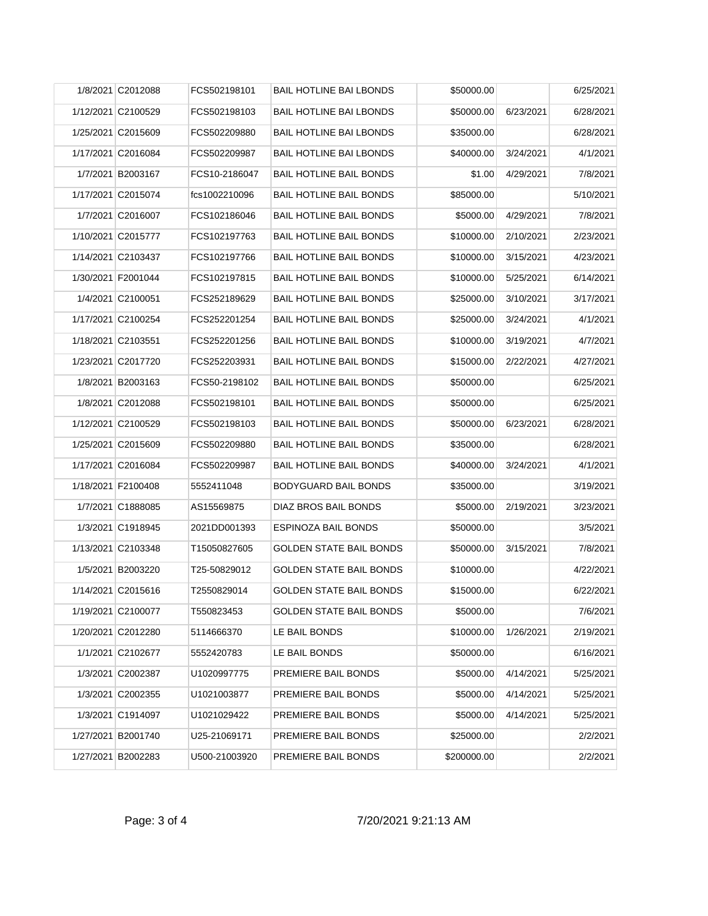|  |  |  |  |  |  |  |
|---|---|---|---|---|---|---|
| 1/8/2021 | C2012088 | FCS502198101 | BAIL HOTLINE BAI LBONDS | $50000.00 |  | 6/25/2021 |
| 1/12/2021 | C2100529 | FCS502198103 | BAIL HOTLINE BAI LBONDS | $50000.00 | 6/23/2021 | 6/28/2021 |
| 1/25/2021 | C2015609 | FCS502209880 | BAIL HOTLINE BAI LBONDS | $35000.00 |  | 6/28/2021 |
| 1/17/2021 | C2016084 | FCS502209987 | BAIL HOTLINE BAI LBONDS | $40000.00 | 3/24/2021 | 4/1/2021 |
| 1/7/2021 | B2003167 | FCS10-2186047 | BAIL HOTLINE BAIL BONDS | $1.00 | 4/29/2021 | 7/8/2021 |
| 1/17/2021 | C2015074 | fcs1002210096 | BAIL HOTLINE BAIL BONDS | $85000.00 |  | 5/10/2021 |
| 1/7/2021 | C2016007 | FCS102186046 | BAIL HOTLINE BAIL BONDS | $5000.00 | 4/29/2021 | 7/8/2021 |
| 1/10/2021 | C2015777 | FCS102197763 | BAIL HOTLINE BAIL BONDS | $10000.00 | 2/10/2021 | 2/23/2021 |
| 1/14/2021 | C2103437 | FCS102197766 | BAIL HOTLINE BAIL BONDS | $10000.00 | 3/15/2021 | 4/23/2021 |
| 1/30/2021 | F2001044 | FCS102197815 | BAIL HOTLINE BAIL BONDS | $10000.00 | 5/25/2021 | 6/14/2021 |
| 1/4/2021 | C2100051 | FCS252189629 | BAIL HOTLINE BAIL BONDS | $25000.00 | 3/10/2021 | 3/17/2021 |
| 1/17/2021 | C2100254 | FCS252201254 | BAIL HOTLINE BAIL BONDS | $25000.00 | 3/24/2021 | 4/1/2021 |
| 1/18/2021 | C2103551 | FCS252201256 | BAIL HOTLINE BAIL BONDS | $10000.00 | 3/19/2021 | 4/7/2021 |
| 1/23/2021 | C2017720 | FCS252203931 | BAIL HOTLINE BAIL BONDS | $15000.00 | 2/22/2021 | 4/27/2021 |
| 1/8/2021 | B2003163 | FCS50-2198102 | BAIL HOTLINE BAIL BONDS | $50000.00 |  | 6/25/2021 |
| 1/8/2021 | C2012088 | FCS502198101 | BAIL HOTLINE BAIL BONDS | $50000.00 |  | 6/25/2021 |
| 1/12/2021 | C2100529 | FCS502198103 | BAIL HOTLINE BAIL BONDS | $50000.00 | 6/23/2021 | 6/28/2021 |
| 1/25/2021 | C2015609 | FCS502209880 | BAIL HOTLINE BAIL BONDS | $35000.00 |  | 6/28/2021 |
| 1/17/2021 | C2016084 | FCS502209987 | BAIL HOTLINE BAIL BONDS | $40000.00 | 3/24/2021 | 4/1/2021 |
| 1/18/2021 | F2100408 | 5552411048 | BODYGUARD BAIL BONDS | $35000.00 |  | 3/19/2021 |
| 1/7/2021 | C1888085 | AS15569875 | DIAZ BROS BAIL BONDS | $5000.00 | 2/19/2021 | 3/23/2021 |
| 1/3/2021 | C1918945 | 2021DD001393 | ESPINOZA BAIL BONDS | $50000.00 |  | 3/5/2021 |
| 1/13/2021 | C2103348 | T15050827605 | GOLDEN STATE BAIL BONDS | $50000.00 | 3/15/2021 | 7/8/2021 |
| 1/5/2021 | B2003220 | T25-50829012 | GOLDEN STATE BAIL BONDS | $10000.00 |  | 4/22/2021 |
| 1/14/2021 | C2015616 | T2550829014 | GOLDEN STATE BAIL BONDS | $15000.00 |  | 6/22/2021 |
| 1/19/2021 | C2100077 | T550823453 | GOLDEN STATE BAIL BONDS | $5000.00 |  | 7/6/2021 |
| 1/20/2021 | C2012280 | 5114666370 | LE BAIL BONDS | $10000.00 | 1/26/2021 | 2/19/2021 |
| 1/1/2021 | C2102677 | 5552420783 | LE BAIL BONDS | $50000.00 |  | 6/16/2021 |
| 1/3/2021 | C2002387 | U1020997775 | PREMIERE BAIL BONDS | $5000.00 | 4/14/2021 | 5/25/2021 |
| 1/3/2021 | C2002355 | U1021003877 | PREMIERE BAIL BONDS | $5000.00 | 4/14/2021 | 5/25/2021 |
| 1/3/2021 | C1914097 | U1021029422 | PREMIERE BAIL BONDS | $5000.00 | 4/14/2021 | 5/25/2021 |
| 1/27/2021 | B2001740 | U25-21069171 | PREMIERE BAIL BONDS | $25000.00 |  | 2/2/2021 |
| 1/27/2021 | B2002283 | U500-21003920 | PREMIERE BAIL BONDS | $200000.00 |  | 2/2/2021 |

7/20/2021 9:21:13 AM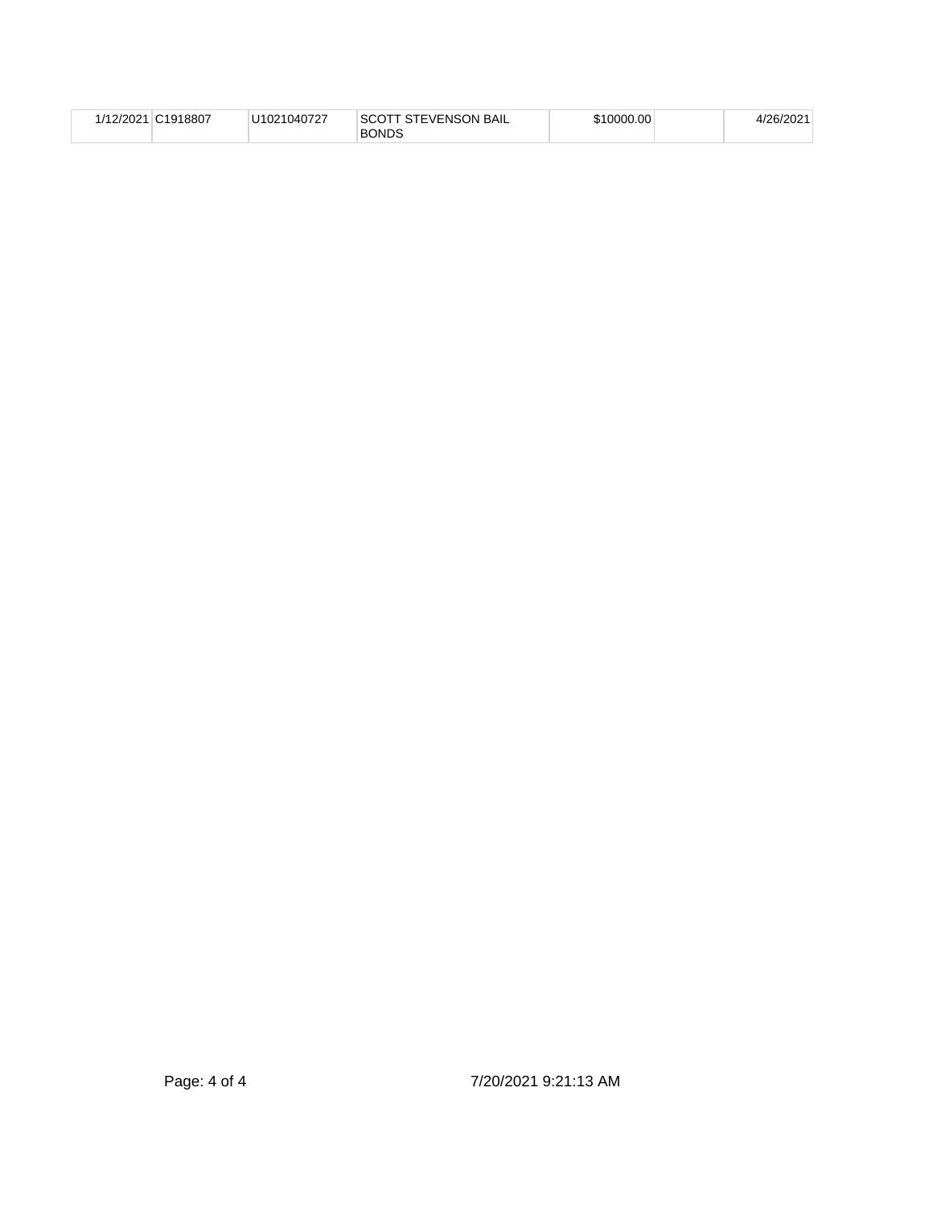| | | | | | | |
|---|---|---|---|---|---|---|
| 1/12/2021 | C1918807 | U1021040727 | SCOTT STEVENSON BAIL BONDS | $10000.00 | | 4/26/2021 |

7/20/2021 9:21:13 AM